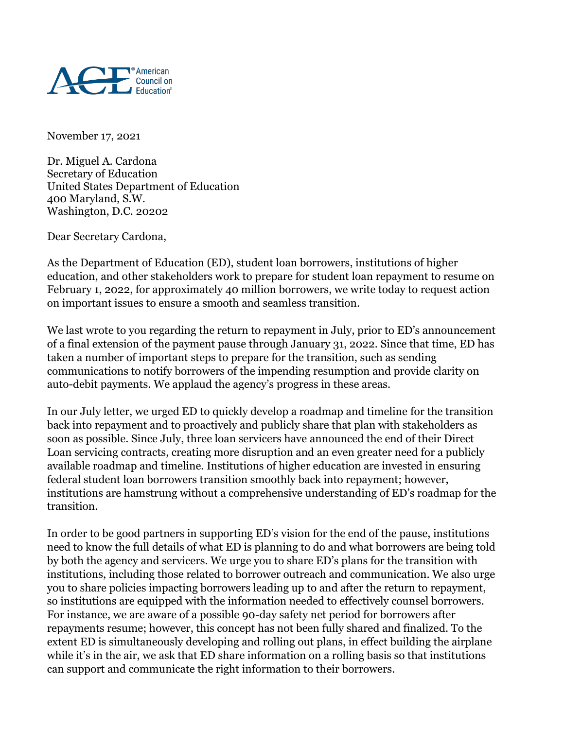American Council on Education

November 17, 2021

Dr. Miguel A. Cardona
Secretary of Education
United States Department of Education
400 Maryland, S.W.
Washington, D.C. 20202

Dear Secretary Cardona,

As the Department of Education (ED), student loan borrowers, institutions of higher education, and other stakeholders work to prepare for student loan repayment to resume on February 1, 2022, for approximately 40 million borrowers, we write today to request action on important issues to ensure a smooth and seamless transition.

We last wrote to you regarding the return to repayment in July, prior to ED's announcement of a final extension of the payment pause through January 31, 2022. Since that time, ED has taken a number of important steps to prepare for the transition, such as sending communications to notify borrowers of the impending resumption and provide clarity on auto-debit payments. We applaud the agency's progress in these areas.

In our July letter, we urged ED to quickly develop a roadmap and timeline for the transition back into repayment and to proactively and publicly share that plan with stakeholders as soon as possible. Since July, three loan servicers have announced the end of their Direct Loan servicing contracts, creating more disruption and an even greater need for a publicly available roadmap and timeline. Institutions of higher education are invested in ensuring federal student loan borrowers transition smoothly back into repayment; however, institutions are hamstrung without a comprehensive understanding of ED's roadmap for the transition.

In order to be good partners in supporting ED's vision for the end of the pause, institutions need to know the full details of what ED is planning to do and what borrowers are being told by both the agency and servicers. We urge you to share ED's plans for the transition with institutions, including those related to borrower outreach and communication. We also urge you to share policies impacting borrowers leading up to and after the return to repayment, so institutions are equipped with the information needed to effectively counsel borrowers. For instance, we are aware of a possible 90-day safety net period for borrowers after repayments resume; however, this concept has not been fully shared and finalized. To the extent ED is simultaneously developing and rolling out plans, in effect building the airplane while it's in the air, we ask that ED share information on a rolling basis so that institutions can support and communicate the right information to their borrowers.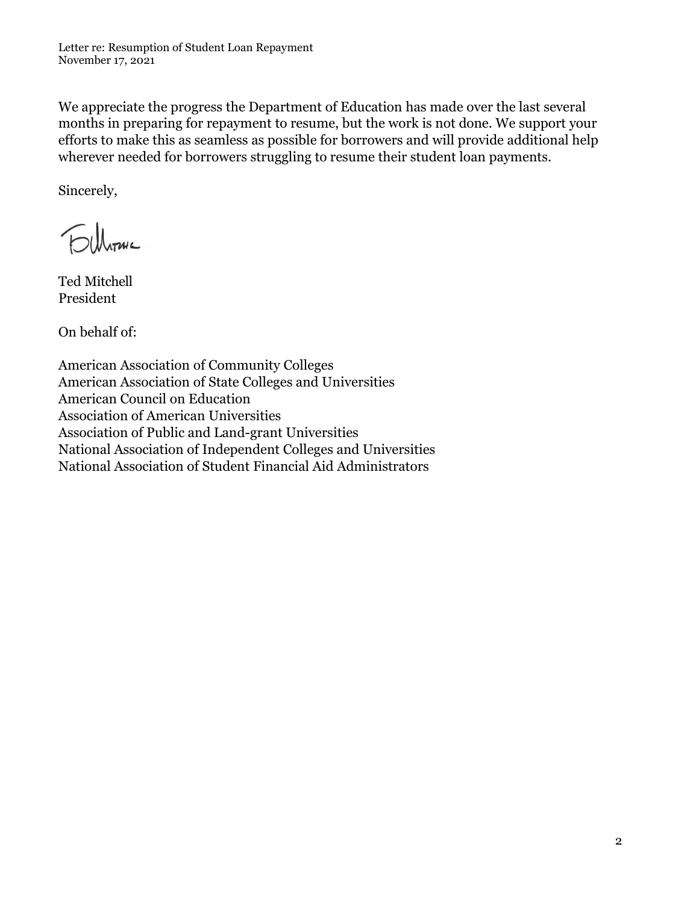We appreciate the progress the Department of Education has made over the last several months in preparing for repayment to resume, but the work is not done. We support your efforts to make this as seamless as possible for borrowers and will provide additional help wherever needed for borrowers struggling to resume their student loan payments.

Sincerely,

Ted Mitchell
President

On behalf of:

American Association of Community Colleges
American Association of State Colleges and Universities
American Council on Education
Association of American Universities
Association of Public and Land-grant Universities
National Association of Independent Colleges and Universities
National Association of Student Financial Aid Administrators